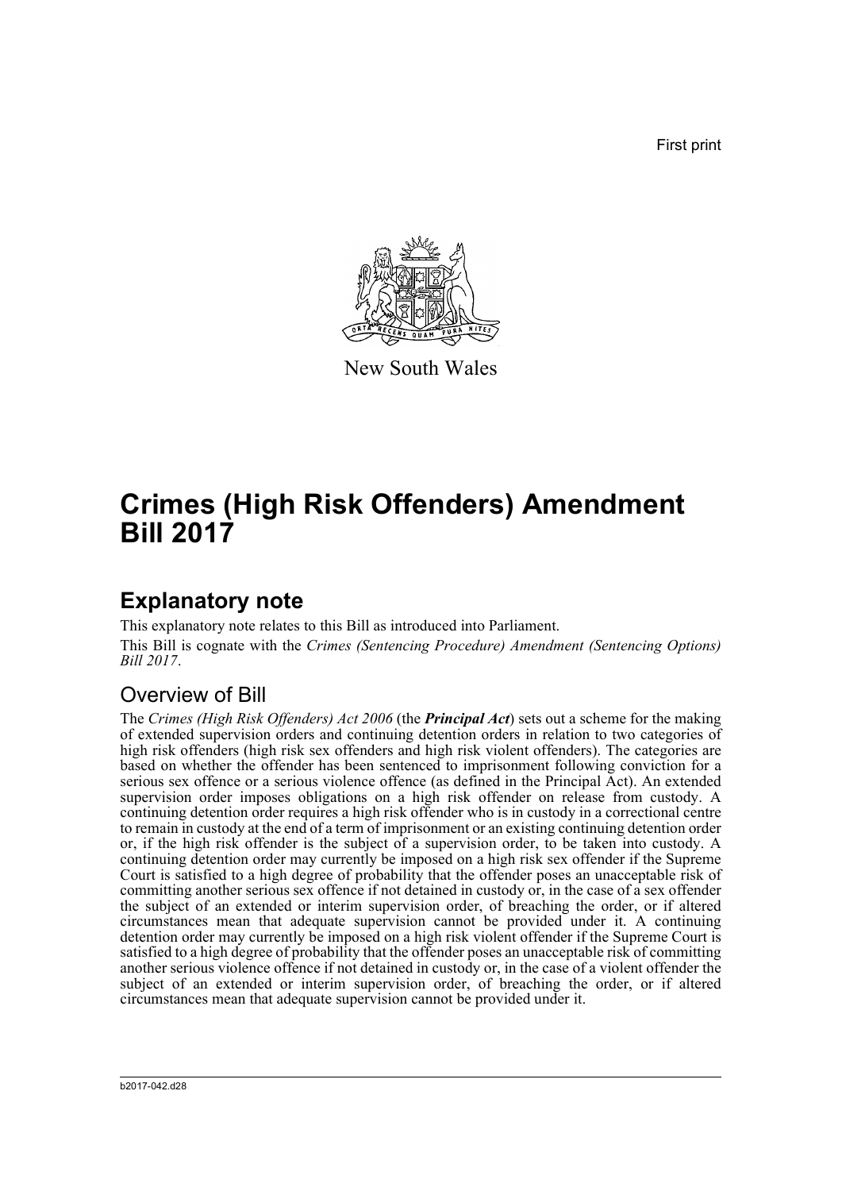First print

New South Wales

# Crimes (High Risk Offenders) Amendment Bill 2017

## Explanatory note

This explanatory note relates to this Bill as introduced into Parliament.

This Bill is cognate with the *Crimes (Sentencing Procedure) Amendment (Sentencing Options) Bill 2017*.

### Overview of Bill

The *Crimes (High Risk Offenders) Act 2006* (the ***Principal Act***) sets out a scheme for the making of extended supervision orders and continuing detention orders in relation to two categories of high risk offenders (high risk sex offenders and high risk violent offenders). The categories are based on whether the offender has been sentenced to imprisonment following conviction for a serious sex offence or a serious violence offence (as defined in the Principal Act). An extended supervision order imposes obligations on a high risk offender on release from custody. A continuing detention order requires a high risk offender who is in custody in a correctional centre to remain in custody at the end of a term of imprisonment or an existing continuing detention order or, if the high risk offender is the subject of a supervision order, to be taken into custody. A continuing detention order may currently be imposed on a high risk sex offender if the Supreme Court is satisfied to a high degree of probability that the offender poses an unacceptable risk of committing another serious sex offence if not detained in custody or, in the case of a sex offender the subject of an extended or interim supervision order, of breaching the order, or if altered circumstances mean that adequate supervision cannot be provided under it. A continuing detention order may currently be imposed on a high risk violent offender if the Supreme Court is satisfied to a high degree of probability that the offender poses an unacceptable risk of committing another serious violence offence if not detained in custody or, in the case of a violent offender the subject of an extended or interim supervision order, of breaching the order, or if altered circumstances mean that adequate supervision cannot be provided under it.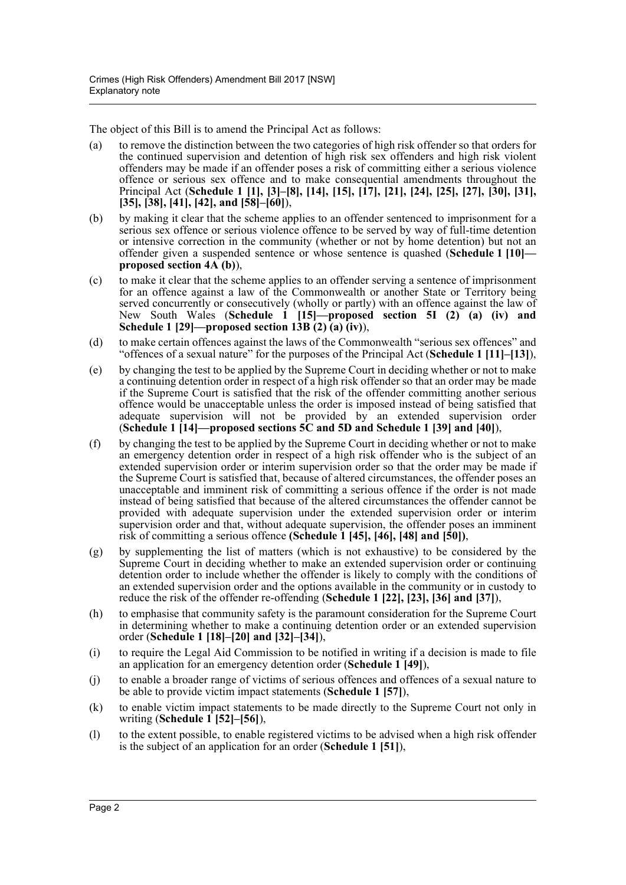The object of this Bill is to amend the Principal Act as follows:

(a) to remove the distinction between the two categories of high risk offender so that orders for the continued supervision and detention of high risk sex offenders and high risk violent offenders may be made if an offender poses a risk of committing either a serious violence offence or serious sex offence and to make consequential amendments throughout the Principal Act (**Schedule 1 [1], [3]–[8], [14], [15], [17], [21], [24], [25], [27], [30], [31], [35], [38], [41], [42], and [58]–[60]**),

(b) by making it clear that the scheme applies to an offender sentenced to imprisonment for a serious sex offence or serious violence offence to be served by way of full-time detention or intensive correction in the community (whether or not by home detention) but not an offender given a suspended sentence or whose sentence is quashed (**Schedule 1 [10]—proposed section 4A (b)**),

(c) to make it clear that the scheme applies to an offender serving a sentence of imprisonment for an offence against a law of the Commonwealth or another State or Territory being served concurrently or consecutively (wholly or partly) with an offence against the law of New South Wales (**Schedule 1 [15]—proposed section 5I (2) (a) (iv) and Schedule 1 [29]—proposed section 13B (2) (a) (iv)**),

(d) to make certain offences against the laws of the Commonwealth "serious sex offences" and "offences of a sexual nature" for the purposes of the Principal Act (**Schedule 1 [11]–[13]**),

(e) by changing the test to be applied by the Supreme Court in deciding whether or not to make a continuing detention order in respect of a high risk offender so that an order may be made if the Supreme Court is satisfied that the risk of the offender committing another serious offence would be unacceptable unless the order is imposed instead of being satisfied that adequate supervision will not be provided by an extended supervision order (**Schedule 1 [14]—proposed sections 5C and 5D and Schedule 1 [39] and [40]**),

(f) by changing the test to be applied by the Supreme Court in deciding whether or not to make an emergency detention order in respect of a high risk offender who is the subject of an extended supervision order or interim supervision order so that the order may be made if the Supreme Court is satisfied that, because of altered circumstances, the offender poses an unacceptable and imminent risk of committing a serious offence if the order is not made instead of being satisfied that because of the altered circumstances the offender cannot be provided with adequate supervision under the extended supervision order or interim supervision order and that, without adequate supervision, the offender poses an imminent risk of committing a serious offence **(Schedule 1 [45], [46], [48] and [50])**,

(g) by supplementing the list of matters (which is not exhaustive) to be considered by the Supreme Court in deciding whether to make an extended supervision order or continuing detention order to include whether the offender is likely to comply with the conditions of an extended supervision order and the options available in the community or in custody to reduce the risk of the offender re-offending (**Schedule 1 [22], [23], [36] and [37]**),

(h) to emphasise that community safety is the paramount consideration for the Supreme Court in determining whether to make a continuing detention order or an extended supervision order (**Schedule 1 [18]–[20] and [32]–[34]**),

(i) to require the Legal Aid Commission to be notified in writing if a decision is made to file an application for an emergency detention order (**Schedule 1 [49]**),

(j) to enable a broader range of victims of serious offences and offences of a sexual nature to be able to provide victim impact statements (**Schedule 1 [57]**),

(k) to enable victim impact statements to be made directly to the Supreme Court not only in writing (**Schedule 1 [52]–[56]**),

(l) to the extent possible, to enable registered victims to be advised when a high risk offender is the subject of an application for an order (**Schedule 1 [51]**),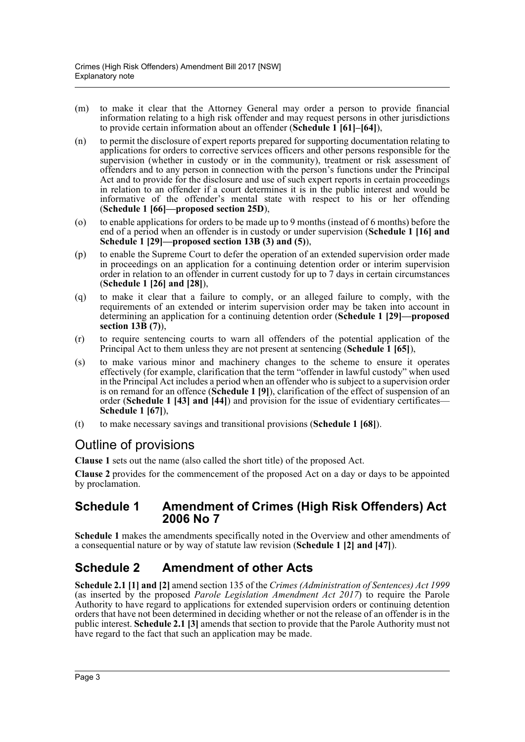(m) to make it clear that the Attorney General may order a person to provide financial information relating to a high risk offender and may request persons in other jurisdictions to provide certain information about an offender (**Schedule 1 [61]–[64]**),

(n) to permit the disclosure of expert reports prepared for supporting documentation relating to applications for orders to corrective services officers and other persons responsible for the supervision (whether in custody or in the community), treatment or risk assessment of offenders and to any person in connection with the person's functions under the Principal Act and to provide for the disclosure and use of such expert reports in certain proceedings in relation to an offender if a court determines it is in the public interest and would be informative of the offender's mental state with respect to his or her offending (**Schedule 1 [66]—proposed section 25D**),

(o) to enable applications for orders to be made up to 9 months (instead of 6 months) before the end of a period when an offender is in custody or under supervision (**Schedule 1 [16] and Schedule 1 [29]—proposed section 13B (3) and (5)**),

(p) to enable the Supreme Court to defer the operation of an extended supervision order made in proceedings on an application for a continuing detention order or interim supervision order in relation to an offender in current custody for up to 7 days in certain circumstances (**Schedule 1 [26] and [28]**),

(q) to make it clear that a failure to comply, or an alleged failure to comply, with the requirements of an extended or interim supervision order may be taken into account in determining an application for a continuing detention order (**Schedule 1 [29]—proposed section 13B (7)**),

(r) to require sentencing courts to warn all offenders of the potential application of the Principal Act to them unless they are not present at sentencing (**Schedule 1 [65]**),

(s) to make various minor and machinery changes to the scheme to ensure it operates effectively (for example, clarification that the term "offender in lawful custody" when used in the Principal Act includes a period when an offender who is subject to a supervision order is on remand for an offence (**Schedule 1 [9]**), clarification of the effect of suspension of an order (**Schedule 1 [43] and [44]**) and provision for the issue of evidentiary certificates—**Schedule 1 [67]**),

(t) to make necessary savings and transitional provisions (**Schedule 1 [68]**).

## Outline of provisions

**Clause 1** sets out the name (also called the short title) of the proposed Act.

**Clause 2** provides for the commencement of the proposed Act on a day or days to be appointed by proclamation.

### Schedule 1 Amendment of Crimes (High Risk Offenders) Act 2006 No 7

**Schedule 1** makes the amendments specifically noted in the Overview and other amendments of a consequential nature or by way of statute law revision (**Schedule 1 [2] and [47]**).

### Schedule 2 Amendment of other Acts

**Schedule 2.1 [1] and [2]** amend section 135 of the *Crimes (Administration of Sentences) Act 1999* (as inserted by the proposed *Parole Legislation Amendment Act 2017*) to require the Parole Authority to have regard to applications for extended supervision orders or continuing detention orders that have not been determined in deciding whether or not the release of an offender is in the public interest. **Schedule 2.1 [3]** amends that section to provide that the Parole Authority must not have regard to the fact that such an application may be made.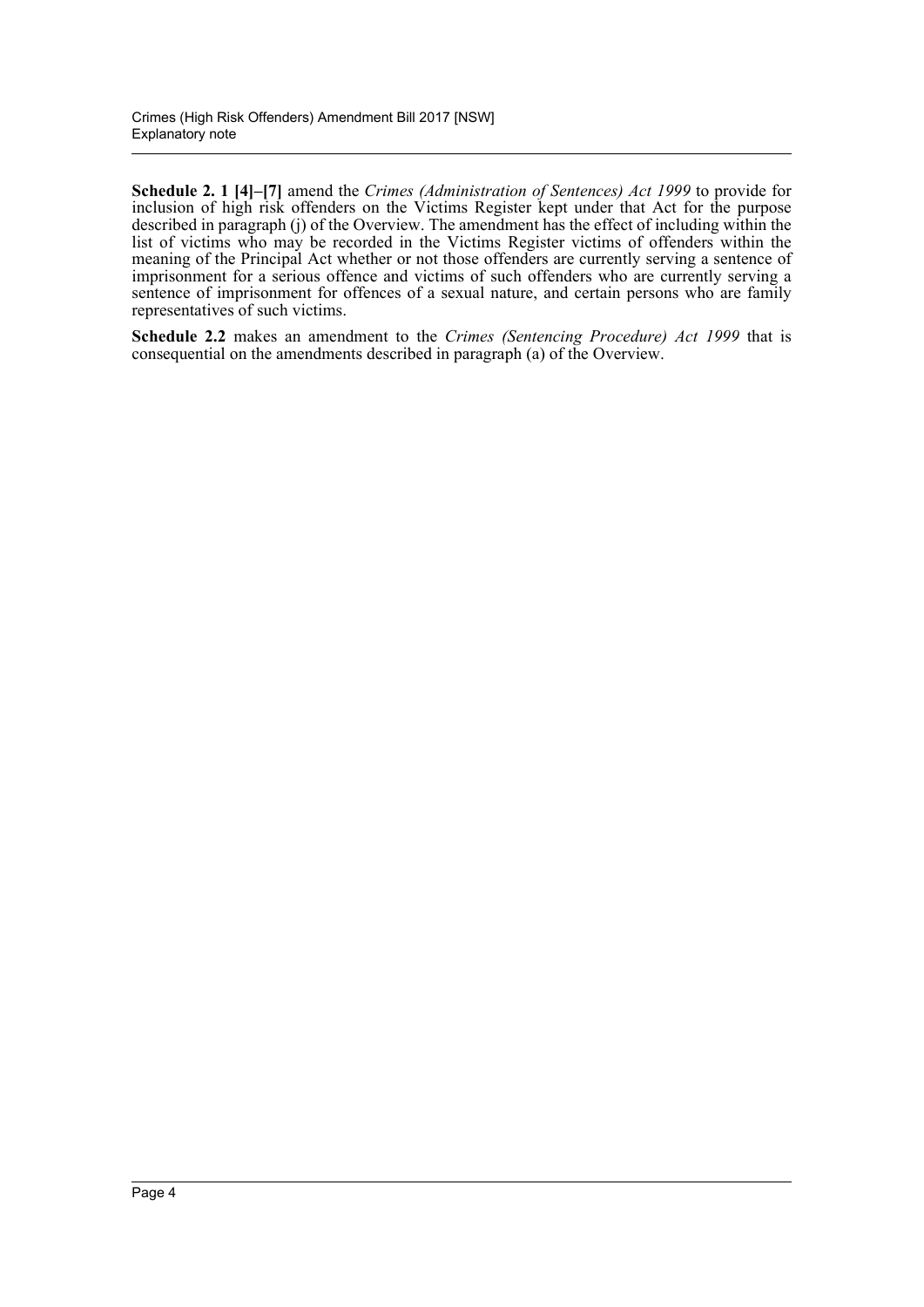**Schedule 2. 1 [4]–[7]** amend the *Crimes (Administration of Sentences) Act 1999* to provide for inclusion of high risk offenders on the Victims Register kept under that Act for the purpose described in paragraph (j) of the Overview. The amendment has the effect of including within the list of victims who may be recorded in the Victims Register victims of offenders within the meaning of the Principal Act whether or not those offenders are currently serving a sentence of imprisonment for a serious offence and victims of such offenders who are currently serving a sentence of imprisonment for offences of a sexual nature, and certain persons who are family representatives of such victims.

**Schedule 2.2** makes an amendment to the *Crimes (Sentencing Procedure) Act 1999* that is consequential on the amendments described in paragraph (a) of the Overview.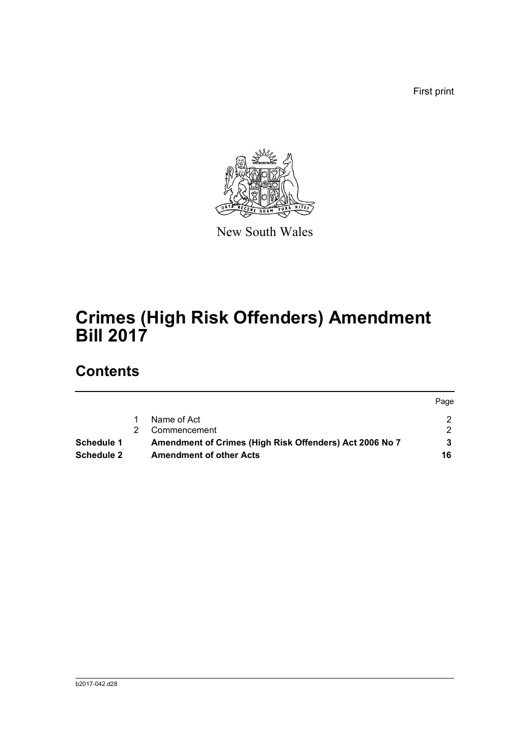First print

New South Wales

# Crimes (High Risk Offenders) Amendment Bill 2017

## Contents

| | | | Page |
|---|---|---|---|
| | 1 | Name of Act | 2 |
| | 2 | Commencement | 2 |
| **Schedule 1** | | **Amendment of Crimes (High Risk Offenders) Act 2006 No 7** | **3** |
| **Schedule 2** | | **Amendment of other Acts** | **16** |

b2017-042.d28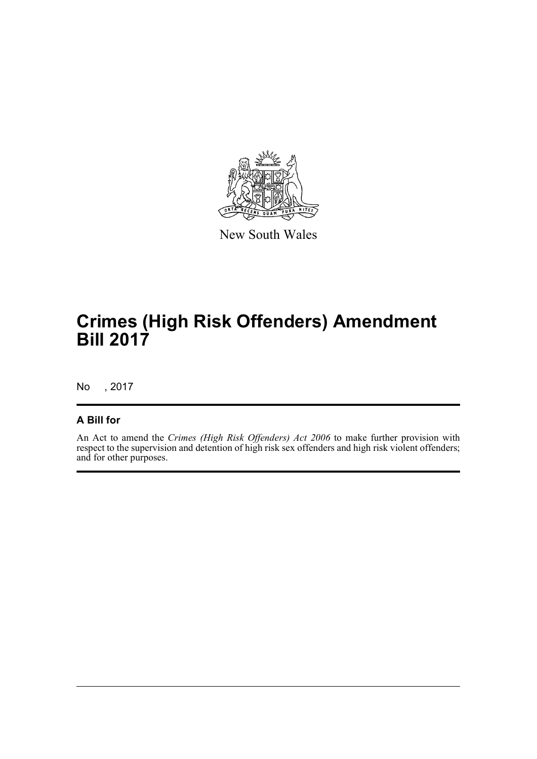New South Wales

# Crimes (High Risk Offenders) Amendment Bill 2017

No , 2017

## A Bill for

An Act to amend the *Crimes (High Risk Offenders) Act 2006* to make further provision with respect to the supervision and detention of high risk sex offenders and high risk violent offenders; and for other purposes.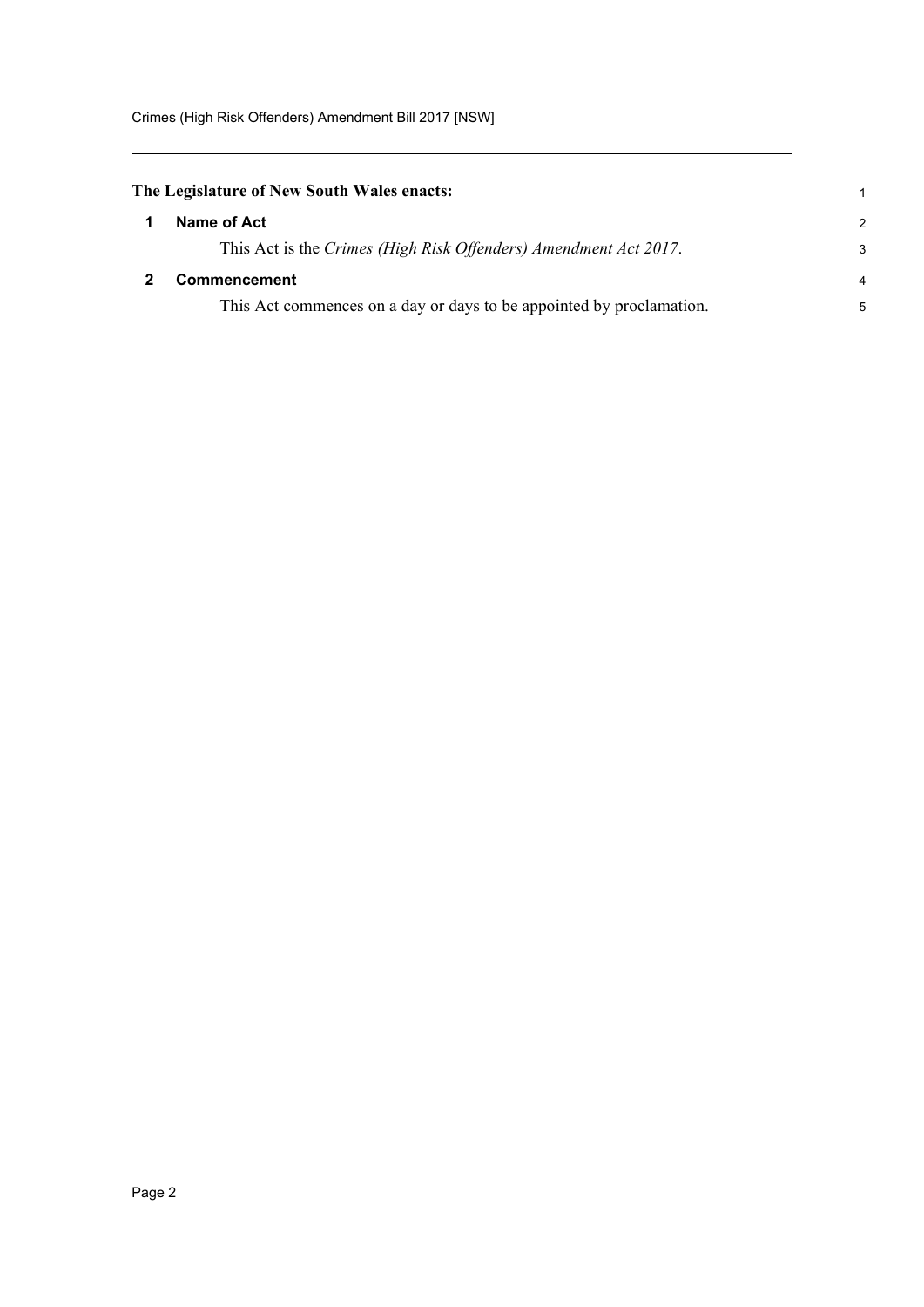**The Legislature of New South Wales enacts:**

## 1 Name of Act

This Act is the *Crimes (High Risk Offenders) Amendment Act 2017*.

## 2 Commencement

This Act commences on a day or days to be appointed by proclamation.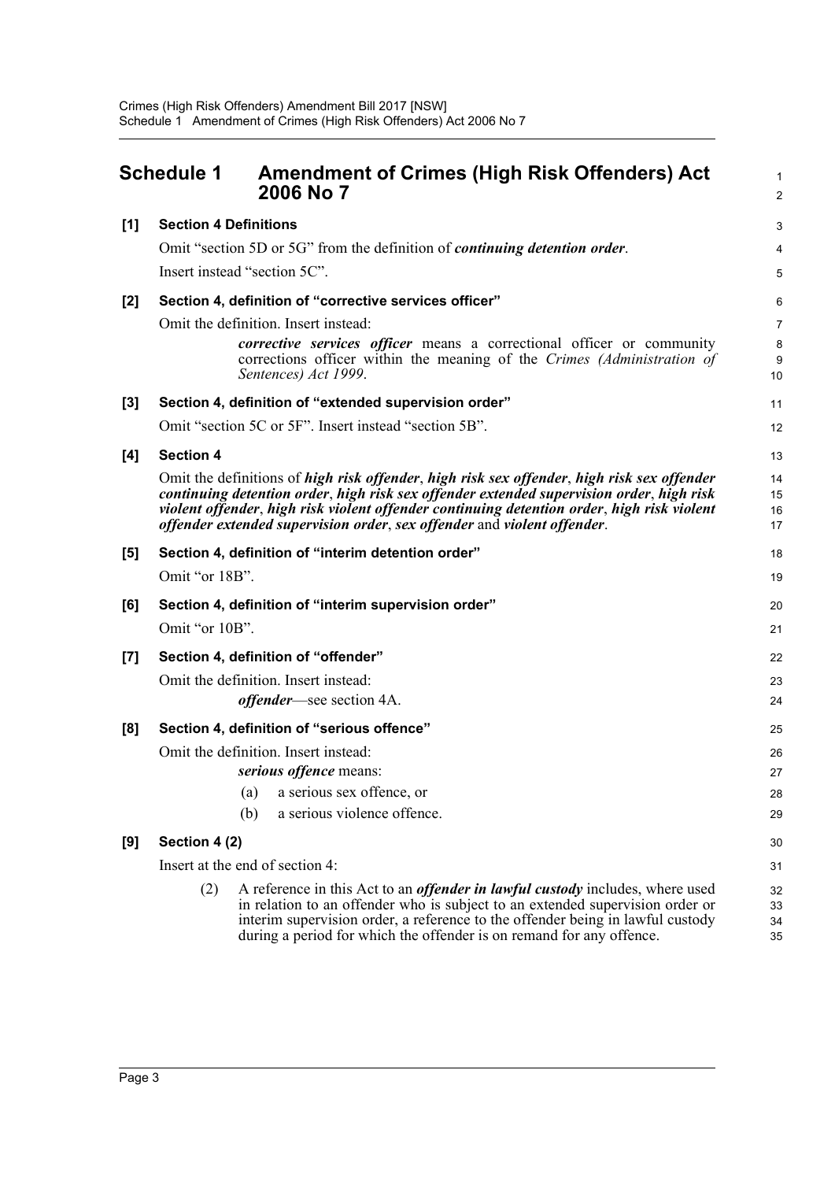## Schedule 1 Amendment of Crimes (High Risk Offenders) Act 2006 No 7

**[1] Section 4 Definitions**

Omit "section 5D or 5G" from the definition of ***continuing detention order***.

Insert instead "section 5C".

**[2] Section 4, definition of "corrective services officer"**

Omit the definition. Insert instead:

> ***corrective services officer*** means a correctional officer or community corrections officer within the meaning of the *Crimes (Administration of Sentences) Act 1999*.

**[3] Section 4, definition of "extended supervision order"**

Omit "section 5C or 5F". Insert instead "section 5B".

**[4] Section 4**

Omit the definitions of ***high risk offender***, ***high risk sex offender***, ***high risk sex offender continuing detention order***, ***high risk sex offender extended supervision order***, ***high risk violent offender***, ***high risk violent offender continuing detention order***, ***high risk violent offender extended supervision order***, ***sex offender*** and ***violent offender***.

**[5] Section 4, definition of "interim detention order"**

Omit "or 18B".

**[6] Section 4, definition of "interim supervision order"**

Omit "or 10B".

**[7] Section 4, definition of "offender"**

Omit the definition. Insert instead:

> ***offender***—see section 4A.

**[8] Section 4, definition of "serious offence"**

Omit the definition. Insert instead:

> ***serious offence*** means:
>
> (a) a serious sex offence, or
>
> (b) a serious violence offence.

**[9] Section 4 (2)**

Insert at the end of section 4:

> (2) A reference in this Act to an ***offender in lawful custody*** includes, where used in relation to an offender who is subject to an extended supervision order or interim supervision order, a reference to the offender being in lawful custody during a period for which the offender is on remand for any offence.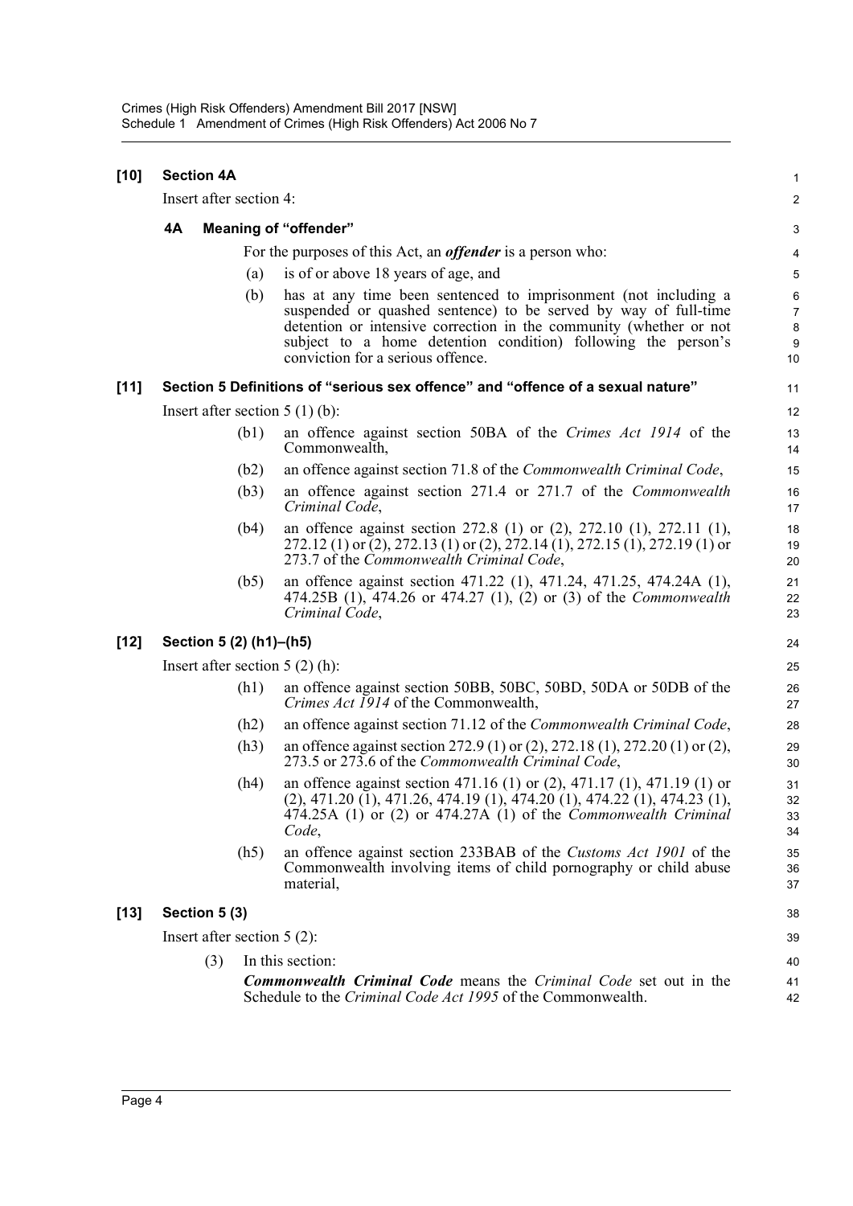**[10] Section 4A**

Insert after section 4:

**4A Meaning of "offender"**

For the purposes of this Act, an ***offender*** is a person who:

(a) is of or above 18 years of age, and

(b) has at any time been sentenced to imprisonment (not including a suspended or quashed sentence) to be served by way of full-time detention or intensive correction in the community (whether or not subject to a home detention condition) following the person's conviction for a serious offence.

**[11] Section 5 Definitions of "serious sex offence" and "offence of a sexual nature"**

Insert after section 5 (1) (b):

(b1) an offence against section 50BA of the *Crimes Act 1914* of the Commonwealth,

(b2) an offence against section 71.8 of the *Commonwealth Criminal Code*,

(b3) an offence against section 271.4 or 271.7 of the *Commonwealth Criminal Code*,

(b4) an offence against section 272.8 (1) or (2), 272.10 (1), 272.11 (1), 272.12 (1) or (2), 272.13 (1) or (2), 272.14 (1), 272.15 (1), 272.19 (1) or 273.7 of the *Commonwealth Criminal Code*,

(b5) an offence against section 471.22 (1), 471.24, 471.25, 474.24A (1), 474.25B (1), 474.26 or 474.27 (1), (2) or (3) of the *Commonwealth Criminal Code*,

**[12] Section 5 (2) (h1)–(h5)**

Insert after section 5 (2) (h):

(h1) an offence against section 50BB, 50BC, 50BD, 50DA or 50DB of the *Crimes Act 1914* of the Commonwealth,

(h2) an offence against section 71.12 of the *Commonwealth Criminal Code*,

(h3) an offence against section 272.9 (1) or (2), 272.18 (1), 272.20 (1) or (2), 273.5 or 273.6 of the *Commonwealth Criminal Code*,

(h4) an offence against section 471.16 (1) or (2), 471.17 (1), 471.19 (1) or (2), 471.20 (1), 471.26, 474.19 (1), 474.20 (1), 474.22 (1), 474.23 (1), 474.25A (1) or (2) or 474.27A (1) of the *Commonwealth Criminal Code*,

(h5) an offence against section 233BAB of the *Customs Act 1901* of the Commonwealth involving items of child pornography or child abuse material,

**[13] Section 5 (3)**

Insert after section 5 (2):

(3) In this section:

***Commonwealth Criminal Code*** means the *Criminal Code* set out in the Schedule to the *Criminal Code Act 1995* of the Commonwealth.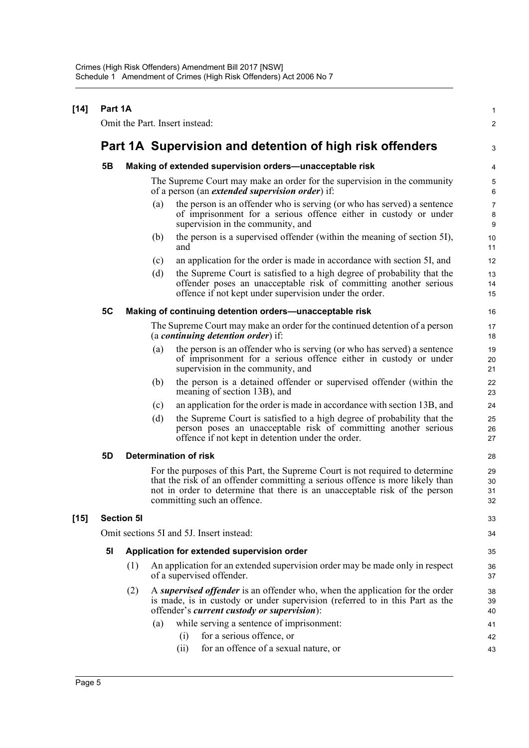**[14] Part 1A**

Omit the Part. Insert instead:

## Part 1A Supervision and detention of high risk offenders

### 5B Making of extended supervision orders—unacceptable risk

The Supreme Court may make an order for the supervision in the community of a person (an ***extended supervision order***) if:

(a) the person is an offender who is serving (or who has served) a sentence of imprisonment for a serious offence either in custody or under supervision in the community, and

(b) the person is a supervised offender (within the meaning of section 5I), and

(c) an application for the order is made in accordance with section 5I, and

(d) the Supreme Court is satisfied to a high degree of probability that the offender poses an unacceptable risk of committing another serious offence if not kept under supervision under the order.

### 5C Making of continuing detention orders—unacceptable risk

The Supreme Court may make an order for the continued detention of a person (a ***continuing detention order***) if:

(a) the person is an offender who is serving (or who has served) a sentence of imprisonment for a serious offence either in custody or under supervision in the community, and

(b) the person is a detained offender or supervised offender (within the meaning of section 13B), and

(c) an application for the order is made in accordance with section 13B, and

(d) the Supreme Court is satisfied to a high degree of probability that the person poses an unacceptable risk of committing another serious offence if not kept in detention under the order.

### 5D Determination of risk

For the purposes of this Part, the Supreme Court is not required to determine that the risk of an offender committing a serious offence is more likely than not in order to determine that there is an unacceptable risk of the person committing such an offence.

**[15] Section 5I**

Omit sections 5I and 5J. Insert instead:

### 5I Application for extended supervision order

(1) An application for an extended supervision order may be made only in respect of a supervised offender.

(2) A ***supervised offender*** is an offender who, when the application for the order is made, is in custody or under supervision (referred to in this Part as the offender's ***current custody or supervision***):

(a) while serving a sentence of imprisonment:

(i) for a serious offence, or

(ii) for an offence of a sexual nature, or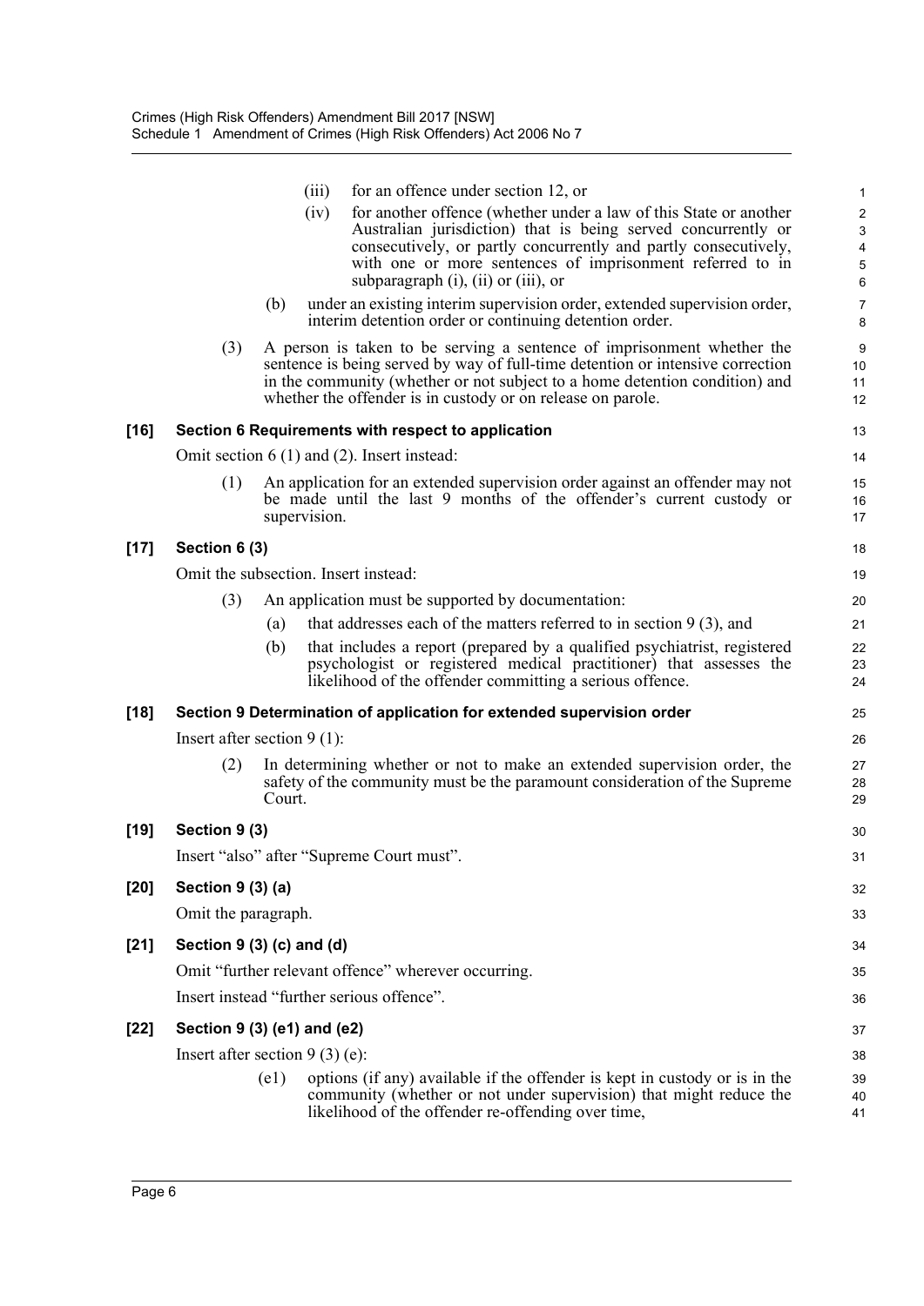(iii) for an offence under section 12, or

(iv) for another offence (whether under a law of this State or another Australian jurisdiction) that is being served concurrently or consecutively, or partly concurrently and partly consecutively, with one or more sentences of imprisonment referred to in subparagraph (i), (ii) or (iii), or

(b) under an existing interim supervision order, extended supervision order, interim detention order or continuing detention order.

(3) A person is taken to be serving a sentence of imprisonment whether the sentence is being served by way of full-time detention or intensive correction in the community (whether or not subject to a home detention condition) and whether the offender is in custody or on release on parole.

**[16] Section 6 Requirements with respect to application**

Omit section 6 (1) and (2). Insert instead:

(1) An application for an extended supervision order against an offender may not be made until the last 9 months of the offender's current custody or supervision.

**[17] Section 6 (3)**

Omit the subsection. Insert instead:

(3) An application must be supported by documentation:

(a) that addresses each of the matters referred to in section 9 (3), and

(b) that includes a report (prepared by a qualified psychiatrist, registered psychologist or registered medical practitioner) that assesses the likelihood of the offender committing a serious offence.

**[18] Section 9 Determination of application for extended supervision order**

Insert after section 9 (1):

(2) In determining whether or not to make an extended supervision order, the safety of the community must be the paramount consideration of the Supreme Court.

**[19] Section 9 (3)**

Insert "also" after "Supreme Court must".

**[20] Section 9 (3) (a)**

Omit the paragraph.

**[21] Section 9 (3) (c) and (d)**

Omit "further relevant offence" wherever occurring.

Insert instead "further serious offence".

**[22] Section 9 (3) (e1) and (e2)**

Insert after section 9 (3) (e):

(e1) options (if any) available if the offender is kept in custody or is in the community (whether or not under supervision) that might reduce the likelihood of the offender re-offending over time,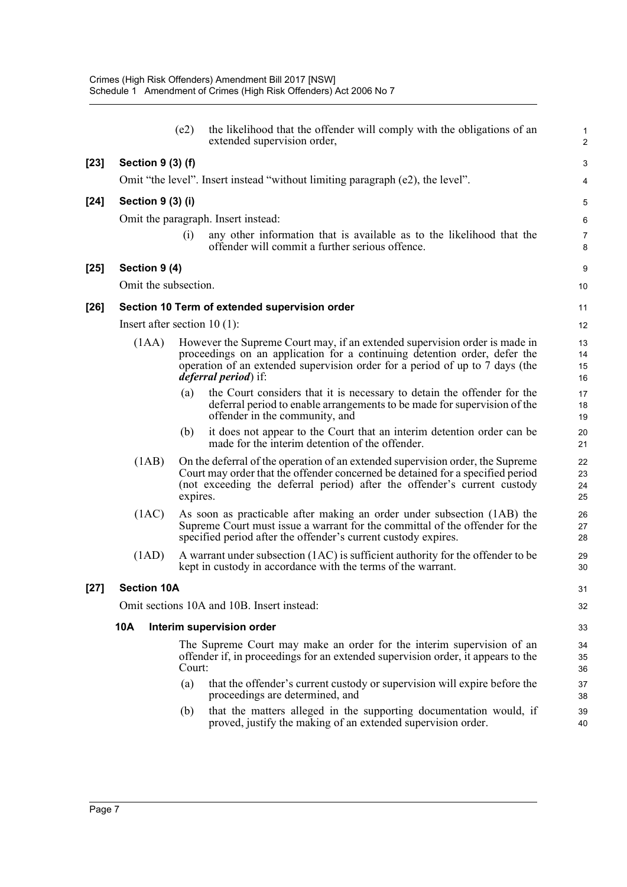(e2) the likelihood that the offender will comply with the obligations of an extended supervision order,

**[23] Section 9 (3) (f)**

Omit "the level". Insert instead "without limiting paragraph (e2), the level".

**[24] Section 9 (3) (i)**

Omit the paragraph. Insert instead:

(i) any other information that is available as to the likelihood that the offender will commit a further serious offence.

**[25] Section 9 (4)**

Omit the subsection.

**[26] Section 10 Term of extended supervision order**

Insert after section 10 (1):

(1AA) However the Supreme Court may, if an extended supervision order is made in proceedings on an application for a continuing detention order, defer the operation of an extended supervision order for a period of up to 7 days (the ***deferral period***) if:

(a) the Court considers that it is necessary to detain the offender for the deferral period to enable arrangements to be made for supervision of the offender in the community, and

(b) it does not appear to the Court that an interim detention order can be made for the interim detention of the offender.

(1AB) On the deferral of the operation of an extended supervision order, the Supreme Court may order that the offender concerned be detained for a specified period (not exceeding the deferral period) after the offender's current custody expires.

(1AC) As soon as practicable after making an order under subsection (1AB) the Supreme Court must issue a warrant for the committal of the offender for the specified period after the offender's current custody expires.

(1AD) A warrant under subsection (1AC) is sufficient authority for the offender to be kept in custody in accordance with the terms of the warrant.

**[27] Section 10A**

Omit sections 10A and 10B. Insert instead:

**10A Interim supervision order**

The Supreme Court may make an order for the interim supervision of an offender if, in proceedings for an extended supervision order, it appears to the Court:

(a) that the offender's current custody or supervision will expire before the proceedings are determined, and

(b) that the matters alleged in the supporting documentation would, if proved, justify the making of an extended supervision order.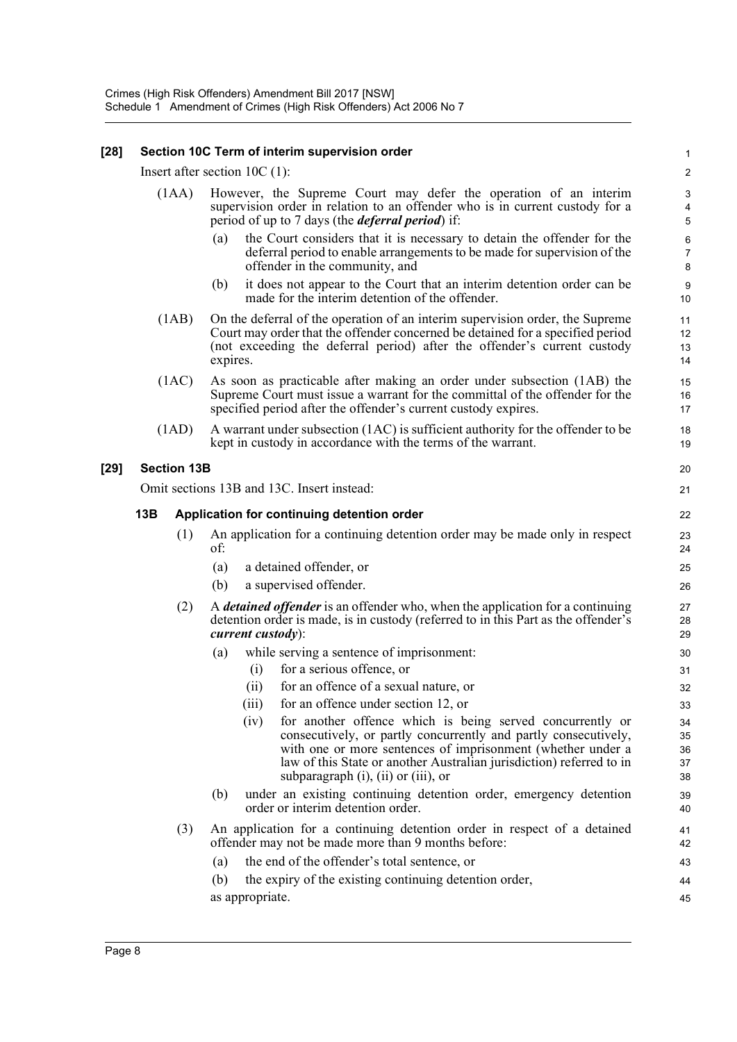**[28] Section 10C Term of interim supervision order**

Insert after section 10C (1):

(1AA) However, the Supreme Court may defer the operation of an interim supervision order in relation to an offender who is in current custody for a period of up to 7 days (the ***deferral period***) if:

(a) the Court considers that it is necessary to detain the offender for the deferral period to enable arrangements to be made for supervision of the offender in the community, and

(b) it does not appear to the Court that an interim detention order can be made for the interim detention of the offender.

(1AB) On the deferral of the operation of an interim supervision order, the Supreme Court may order that the offender concerned be detained for a specified period (not exceeding the deferral period) after the offender's current custody expires.

(1AC) As soon as practicable after making an order under subsection (1AB) the Supreme Court must issue a warrant for the committal of the offender for the specified period after the offender's current custody expires.

(1AD) A warrant under subsection (1AC) is sufficient authority for the offender to be kept in custody in accordance with the terms of the warrant.

**[29] Section 13B**

Omit sections 13B and 13C. Insert instead:

**13B Application for continuing detention order**

(1) An application for a continuing detention order may be made only in respect of:

(a) a detained offender, or

(b) a supervised offender.

(2) A ***detained offender*** is an offender who, when the application for a continuing detention order is made, is in custody (referred to in this Part as the offender's ***current custody***):

(a) while serving a sentence of imprisonment:

(i) for a serious offence, or

(ii) for an offence of a sexual nature, or

(iii) for an offence under section 12, or

(iv) for another offence which is being served concurrently or consecutively, or partly concurrently and partly consecutively, with one or more sentences of imprisonment (whether under a law of this State or another Australian jurisdiction) referred to in subparagraph (i), (ii) or (iii), or

(b) under an existing continuing detention order, emergency detention order or interim detention order.

(3) An application for a continuing detention order in respect of a detained offender may not be made more than 9 months before:

(a) the end of the offender's total sentence, or

(b) the expiry of the existing continuing detention order,

as appropriate.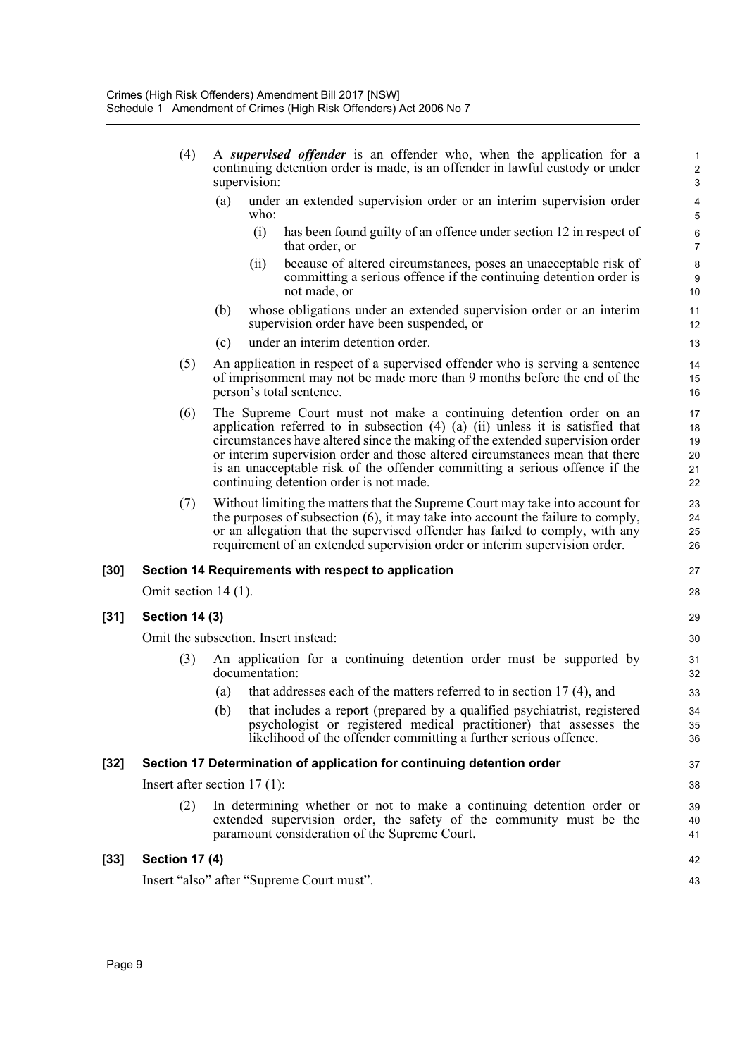(4) A ***supervised offender*** is an offender who, when the application for a continuing detention order is made, is an offender in lawful custody or under supervision:

(a) under an extended supervision order or an interim supervision order who:

(i) has been found guilty of an offence under section 12 in respect of that order, or

(ii) because of altered circumstances, poses an unacceptable risk of committing a serious offence if the continuing detention order is not made, or

(b) whose obligations under an extended supervision order or an interim supervision order have been suspended, or

(c) under an interim detention order.

(5) An application in respect of a supervised offender who is serving a sentence of imprisonment may not be made more than 9 months before the end of the person's total sentence.

(6) The Supreme Court must not make a continuing detention order on an application referred to in subsection (4) (a) (ii) unless it is satisfied that circumstances have altered since the making of the extended supervision order or interim supervision order and those altered circumstances mean that there is an unacceptable risk of the offender committing a serious offence if the continuing detention order is not made.

(7) Without limiting the matters that the Supreme Court may take into account for the purposes of subsection (6), it may take into account the failure to comply, or an allegation that the supervised offender has failed to comply, with any requirement of an extended supervision order or interim supervision order.

**[30] Section 14 Requirements with respect to application**

Omit section 14 (1).

**[31] Section 14 (3)**

Omit the subsection. Insert instead:

(3) An application for a continuing detention order must be supported by documentation:

(a) that addresses each of the matters referred to in section 17 (4), and

(b) that includes a report (prepared by a qualified psychiatrist, registered psychologist or registered medical practitioner) that assesses the likelihood of the offender committing a further serious offence.

**[32] Section 17 Determination of application for continuing detention order**

Insert after section 17 (1):

(2) In determining whether or not to make a continuing detention order or extended supervision order, the safety of the community must be the paramount consideration of the Supreme Court.

**[33] Section 17 (4)**

Insert "also" after "Supreme Court must".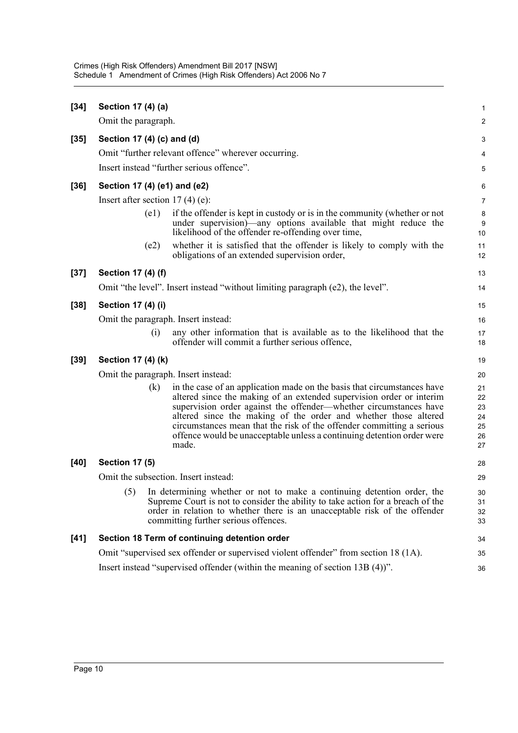**[34] Section 17 (4) (a)**

Omit the paragraph.

**[35] Section 17 (4) (c) and (d)**

Omit "further relevant offence" wherever occurring.

Insert instead "further serious offence".

**[36] Section 17 (4) (e1) and (e2)**

Insert after section 17 (4) (e):

> (e1) if the offender is kept in custody or is in the community (whether or not under supervision)—any options available that might reduce the likelihood of the offender re-offending over time,
>
> (e2) whether it is satisfied that the offender is likely to comply with the obligations of an extended supervision order,

**[37] Section 17 (4) (f)**

Omit "the level". Insert instead "without limiting paragraph (e2), the level".

**[38] Section 17 (4) (i)**

Omit the paragraph. Insert instead:

> (i) any other information that is available as to the likelihood that the offender will commit a further serious offence,

**[39] Section 17 (4) (k)**

Omit the paragraph. Insert instead:

> (k) in the case of an application made on the basis that circumstances have altered since the making of an extended supervision order or interim supervision order against the offender—whether circumstances have altered since the making of the order and whether those altered circumstances mean that the risk of the offender committing a serious offence would be unacceptable unless a continuing detention order were made.

**[40] Section 17 (5)**

Omit the subsection. Insert instead:

> (5) In determining whether or not to make a continuing detention order, the Supreme Court is not to consider the ability to take action for a breach of the order in relation to whether there is an unacceptable risk of the offender committing further serious offences.

**[41] Section 18 Term of continuing detention order**

Omit "supervised sex offender or supervised violent offender" from section 18 (1A).

Insert instead "supervised offender (within the meaning of section 13B (4))".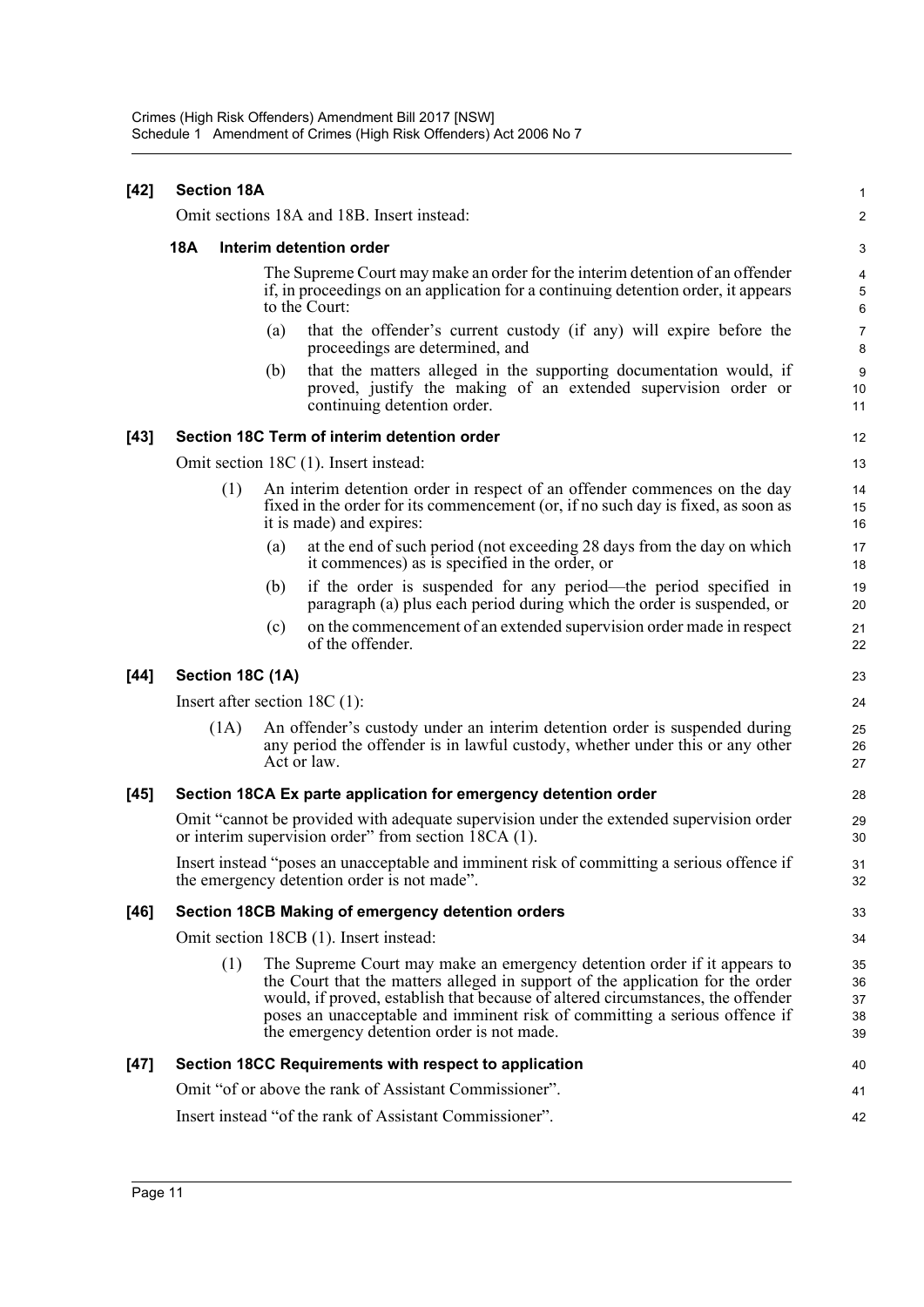**[42] Section 18A**

Omit sections 18A and 18B. Insert instead:

**18A Interim detention order**

The Supreme Court may make an order for the interim detention of an offender if, in proceedings on an application for a continuing detention order, it appears to the Court:

(a) that the offender's current custody (if any) will expire before the proceedings are determined, and

(b) that the matters alleged in the supporting documentation would, if proved, justify the making of an extended supervision order or continuing detention order.

**[43] Section 18C Term of interim detention order**

Omit section 18C (1). Insert instead:

(1) An interim detention order in respect of an offender commences on the day fixed in the order for its commencement (or, if no such day is fixed, as soon as it is made) and expires:

(a) at the end of such period (not exceeding 28 days from the day on which it commences) as is specified in the order, or

(b) if the order is suspended for any period—the period specified in paragraph (a) plus each period during which the order is suspended, or

(c) on the commencement of an extended supervision order made in respect of the offender.

**[44] Section 18C (1A)**

Insert after section 18C (1):

(1A) An offender's custody under an interim detention order is suspended during any period the offender is in lawful custody, whether under this or any other Act or law.

**[45] Section 18CA Ex parte application for emergency detention order**

Omit "cannot be provided with adequate supervision under the extended supervision order or interim supervision order" from section 18CA (1).

Insert instead "poses an unacceptable and imminent risk of committing a serious offence if the emergency detention order is not made".

**[46] Section 18CB Making of emergency detention orders**

Omit section 18CB (1). Insert instead:

(1) The Supreme Court may make an emergency detention order if it appears to the Court that the matters alleged in support of the application for the order would, if proved, establish that because of altered circumstances, the offender poses an unacceptable and imminent risk of committing a serious offence if the emergency detention order is not made.

**[47] Section 18CC Requirements with respect to application**

Omit "of or above the rank of Assistant Commissioner".

Insert instead "of the rank of Assistant Commissioner".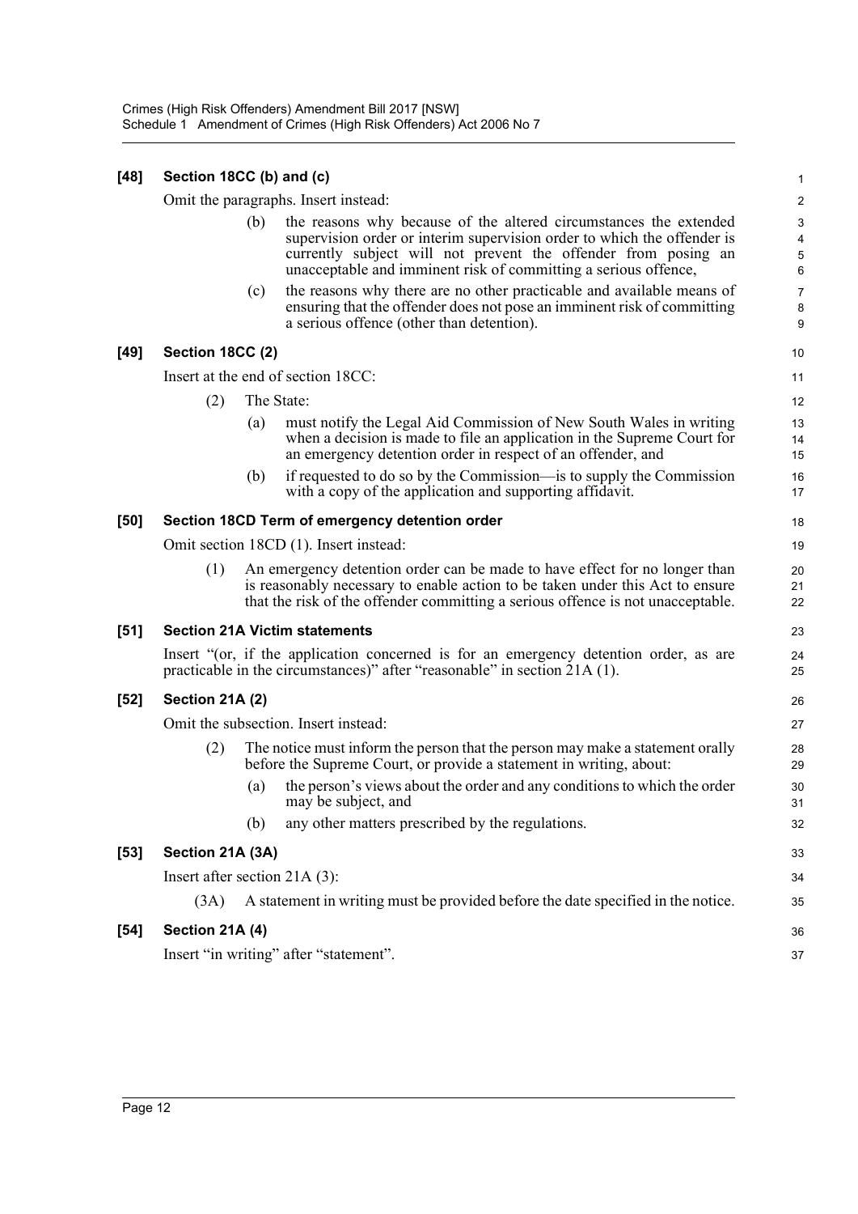**[48] Section 18CC (b) and (c)**

Omit the paragraphs. Insert instead:

(b) the reasons why because of the altered circumstances the extended supervision order or interim supervision order to which the offender is currently subject will not prevent the offender from posing an unacceptable and imminent risk of committing a serious offence,

(c) the reasons why there are no other practicable and available means of ensuring that the offender does not pose an imminent risk of committing a serious offence (other than detention).

**[49] Section 18CC (2)**

Insert at the end of section 18CC:

(2) The State:

(a) must notify the Legal Aid Commission of New South Wales in writing when a decision is made to file an application in the Supreme Court for an emergency detention order in respect of an offender, and

(b) if requested to do so by the Commission—is to supply the Commission with a copy of the application and supporting affidavit.

**[50] Section 18CD Term of emergency detention order**

Omit section 18CD (1). Insert instead:

(1) An emergency detention order can be made to have effect for no longer than is reasonably necessary to enable action to be taken under this Act to ensure that the risk of the offender committing a serious offence is not unacceptable.

**[51] Section 21A Victim statements**

Insert "(or, if the application concerned is for an emergency detention order, as are practicable in the circumstances)" after "reasonable" in section 21A (1).

**[52] Section 21A (2)**

Omit the subsection. Insert instead:

(2) The notice must inform the person that the person may make a statement orally before the Supreme Court, or provide a statement in writing, about:

(a) the person's views about the order and any conditions to which the order may be subject, and

(b) any other matters prescribed by the regulations.

**[53] Section 21A (3A)**

Insert after section 21A (3):

(3A) A statement in writing must be provided before the date specified in the notice.

**[54] Section 21A (4)**

Insert "in writing" after "statement".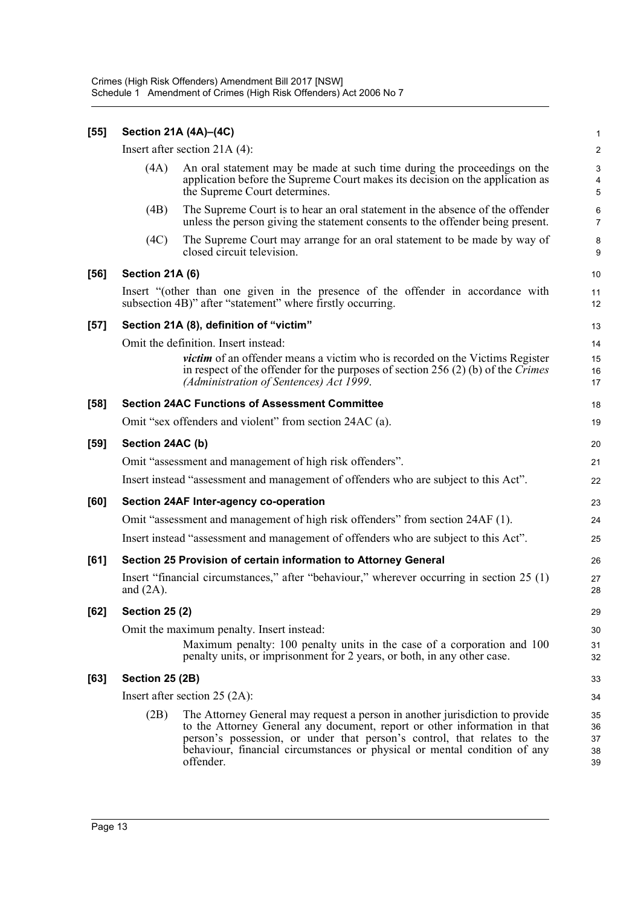**[55] Section 21A (4A)–(4C)**

Insert after section 21A (4):

(4A) An oral statement may be made at such time during the proceedings on the application before the Supreme Court makes its decision on the application as the Supreme Court determines.

(4B) The Supreme Court is to hear an oral statement in the absence of the offender unless the person giving the statement consents to the offender being present.

(4C) The Supreme Court may arrange for an oral statement to be made by way of closed circuit television.

**[56] Section 21A (6)**

Insert "(other than one given in the presence of the offender in accordance with subsection 4B)" after "statement" where firstly occurring.

**[57] Section 21A (8), definition of "victim"**

Omit the definition. Insert instead:

***victim*** of an offender means a victim who is recorded on the Victims Register in respect of the offender for the purposes of section 256 (2) (b) of the *Crimes (Administration of Sentences) Act 1999*.

**[58] Section 24AC Functions of Assessment Committee**

Omit "sex offenders and violent" from section 24AC (a).

**[59] Section 24AC (b)**

Omit "assessment and management of high risk offenders".

Insert instead "assessment and management of offenders who are subject to this Act".

**[60] Section 24AF Inter-agency co-operation**

Omit "assessment and management of high risk offenders" from section 24AF (1).

Insert instead "assessment and management of offenders who are subject to this Act".

**[61] Section 25 Provision of certain information to Attorney General**

Insert "financial circumstances," after "behaviour," wherever occurring in section 25 (1) and (2A).

**[62] Section 25 (2)**

Omit the maximum penalty. Insert instead:

Maximum penalty: 100 penalty units in the case of a corporation and 100 penalty units, or imprisonment for 2 years, or both, in any other case.

**[63] Section 25 (2B)**

Insert after section 25 (2A):

(2B) The Attorney General may request a person in another jurisdiction to provide to the Attorney General any document, report or other information in that person's possession, or under that person's control, that relates to the behaviour, financial circumstances or physical or mental condition of any offender.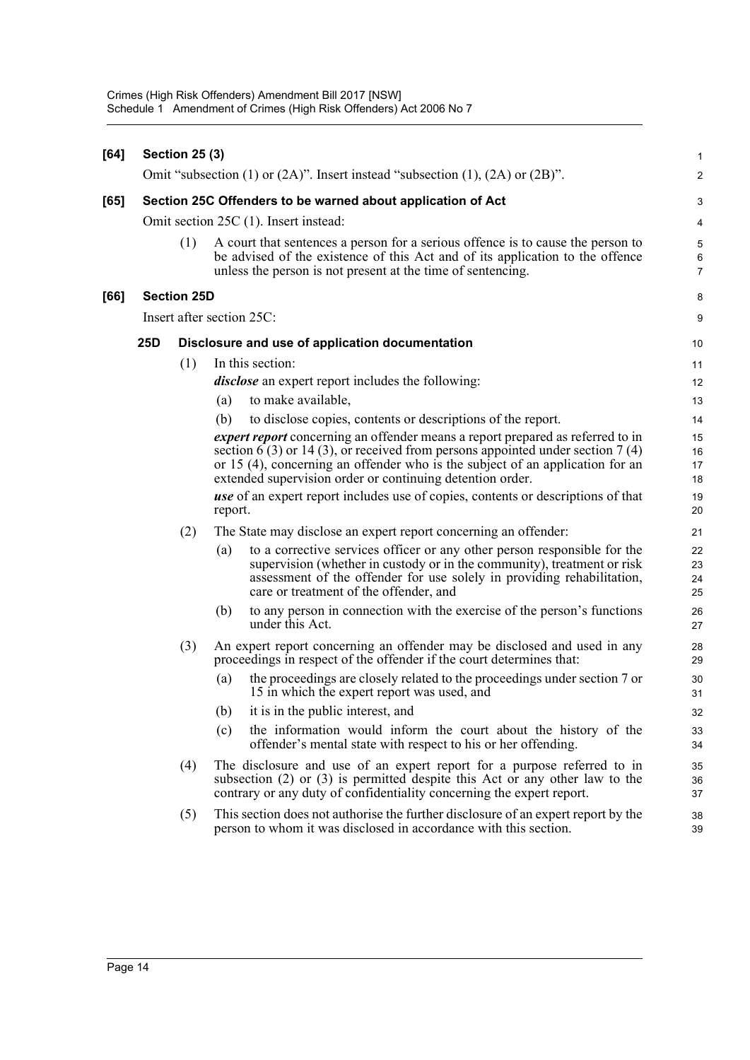**[64] Section 25 (3)**

Omit "subsection (1) or (2A)". Insert instead "subsection (1), (2A) or (2B)".

**[65] Section 25C Offenders to be warned about application of Act**

Omit section 25C (1). Insert instead:

(1) A court that sentences a person for a serious offence is to cause the person to be advised of the existence of this Act and of its application to the offence unless the person is not present at the time of sentencing.

**[66] Section 25D**

Insert after section 25C:

**25D Disclosure and use of application documentation**

(1) In this section:

***disclose*** an expert report includes the following:

(a) to make available,

(b) to disclose copies, contents or descriptions of the report.

***expert report*** concerning an offender means a report prepared as referred to in section 6 (3) or 14 (3), or received from persons appointed under section 7 (4) or 15 (4), concerning an offender who is the subject of an application for an extended supervision order or continuing detention order.

***use*** of an expert report includes use of copies, contents or descriptions of that report.

(2) The State may disclose an expert report concerning an offender:

(a) to a corrective services officer or any other person responsible for the supervision (whether in custody or in the community), treatment or risk assessment of the offender for use solely in providing rehabilitation, care or treatment of the offender, and

(b) to any person in connection with the exercise of the person's functions under this Act.

(3) An expert report concerning an offender may be disclosed and used in any proceedings in respect of the offender if the court determines that:

(a) the proceedings are closely related to the proceedings under section 7 or 15 in which the expert report was used, and

(b) it is in the public interest, and

(c) the information would inform the court about the history of the offender's mental state with respect to his or her offending.

(4) The disclosure and use of an expert report for a purpose referred to in subsection (2) or (3) is permitted despite this Act or any other law to the contrary or any duty of confidentiality concerning the expert report.

(5) This section does not authorise the further disclosure of an expert report by the person to whom it was disclosed in accordance with this section.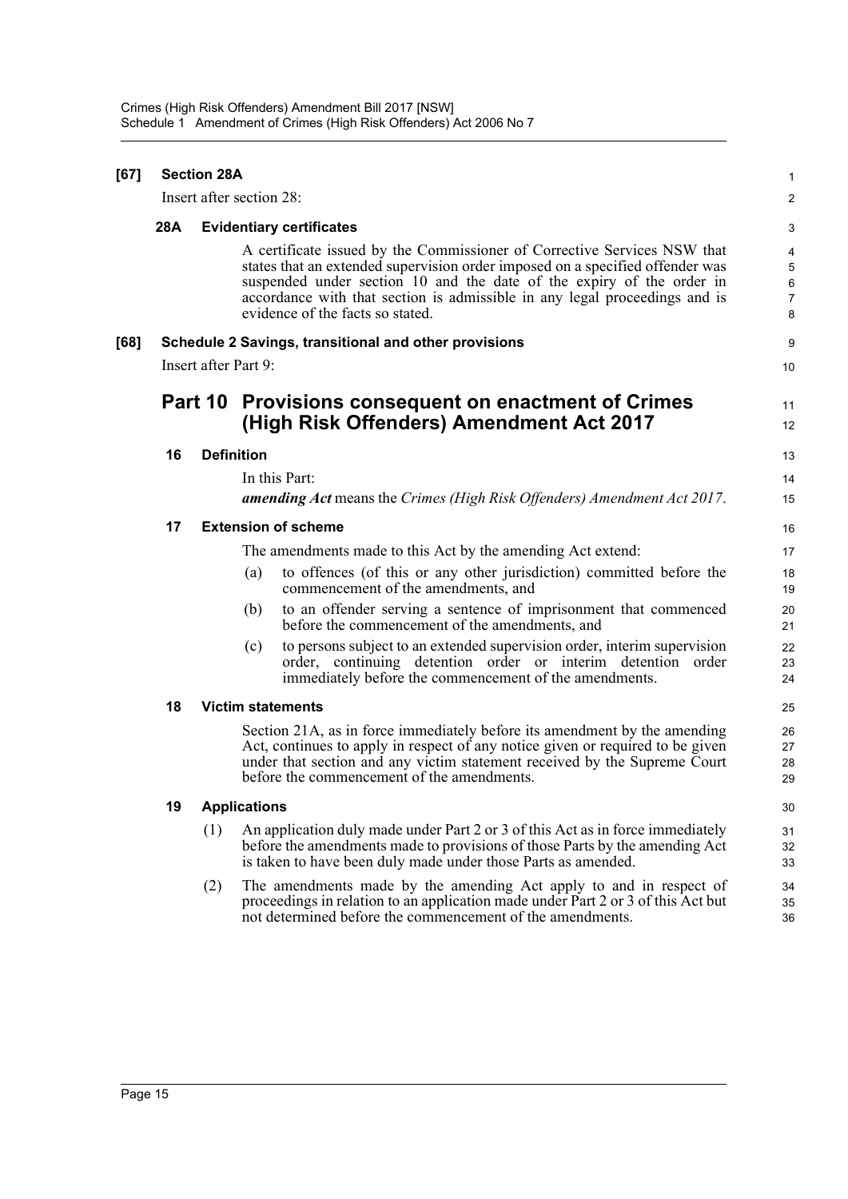**[67] Section 28A**

Insert after section 28:

**28A Evidentiary certificates**

A certificate issued by the Commissioner of Corrective Services NSW that states that an extended supervision order imposed on a specified offender was suspended under section 10 and the date of the expiry of the order in accordance with that section is admissible in any legal proceedings and is evidence of the facts so stated.

**[68] Schedule 2 Savings, transitional and other provisions**

Insert after Part 9:

## Part 10 Provisions consequent on enactment of Crimes (High Risk Offenders) Amendment Act 2017

**16 Definition**

In this Part:

***amending Act*** means the *Crimes (High Risk Offenders) Amendment Act 2017*.

**17 Extension of scheme**

The amendments made to this Act by the amending Act extend:

(a) to offences (of this or any other jurisdiction) committed before the commencement of the amendments, and

(b) to an offender serving a sentence of imprisonment that commenced before the commencement of the amendments, and

(c) to persons subject to an extended supervision order, interim supervision order, continuing detention order or interim detention order immediately before the commencement of the amendments.

**18 Victim statements**

Section 21A, as in force immediately before its amendment by the amending Act, continues to apply in respect of any notice given or required to be given under that section and any victim statement received by the Supreme Court before the commencement of the amendments.

**19 Applications**

(1) An application duly made under Part 2 or 3 of this Act as in force immediately before the amendments made to provisions of those Parts by the amending Act is taken to have been duly made under those Parts as amended.

(2) The amendments made by the amending Act apply to and in respect of proceedings in relation to an application made under Part 2 or 3 of this Act but not determined before the commencement of the amendments.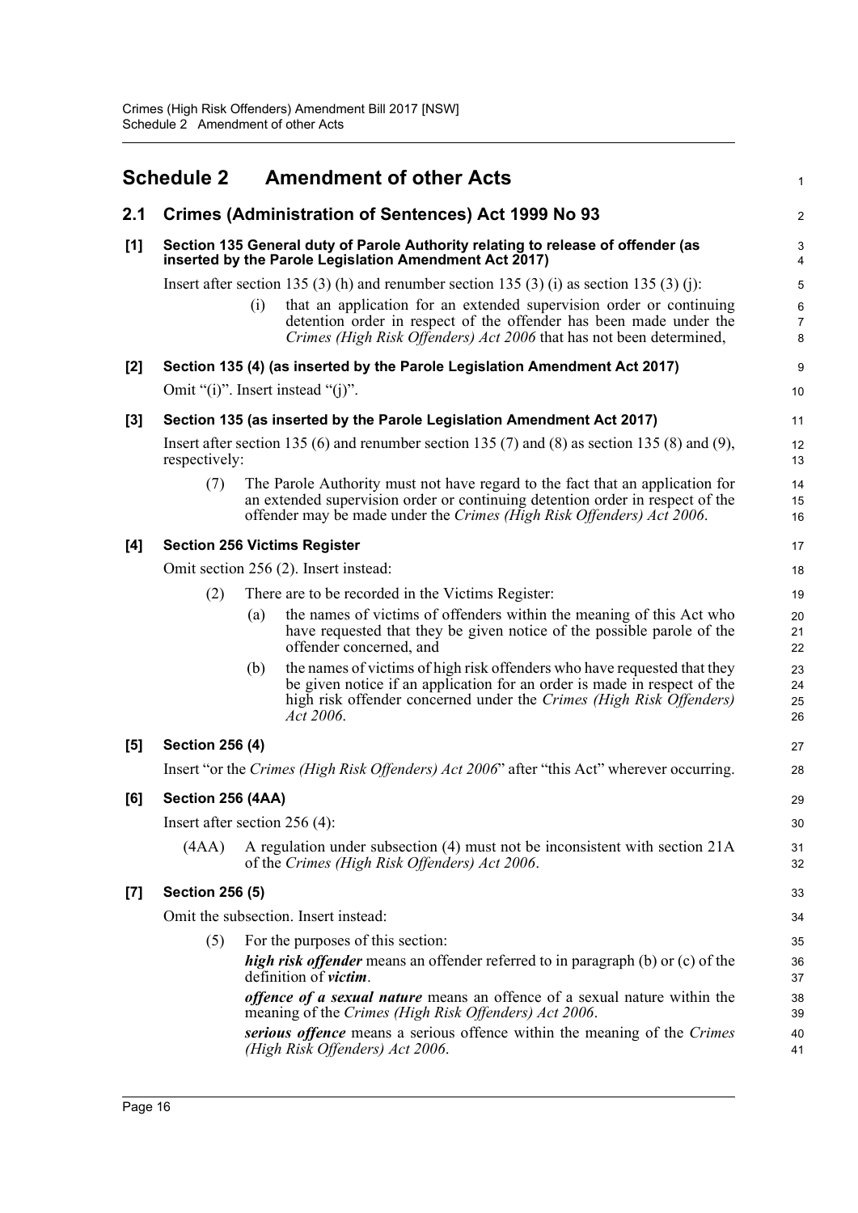# Schedule 2 Amendment of other Acts

## 2.1 Crimes (Administration of Sentences) Act 1999 No 93

### [1] Section 135 General duty of Parole Authority relating to release of offender (as inserted by the Parole Legislation Amendment Act 2017)

Insert after section 135 (3) (h) and renumber section 135 (3) (i) as section 135 (3) (j):

(i) that an application for an extended supervision order or continuing detention order in respect of the offender has been made under the *Crimes (High Risk Offenders) Act 2006* that has not been determined,

### [2] Section 135 (4) (as inserted by the Parole Legislation Amendment Act 2017)

Omit "(i)". Insert instead "(j)".

### [3] Section 135 (as inserted by the Parole Legislation Amendment Act 2017)

Insert after section 135 (6) and renumber section 135 (7) and (8) as section 135 (8) and (9), respectively:

(7) The Parole Authority must not have regard to the fact that an application for an extended supervision order or continuing detention order in respect of the offender may be made under the *Crimes (High Risk Offenders) Act 2006*.

### [4] Section 256 Victims Register

Omit section 256 (2). Insert instead:

(2) There are to be recorded in the Victims Register:

(a) the names of victims of offenders within the meaning of this Act who have requested that they be given notice of the possible parole of the offender concerned, and

(b) the names of victims of high risk offenders who have requested that they be given notice if an application for an order is made in respect of the high risk offender concerned under the *Crimes (High Risk Offenders) Act 2006*.

### [5] Section 256 (4)

Insert "or the *Crimes (High Risk Offenders) Act 2006*" after "this Act" wherever occurring.

### [6] Section 256 (4AA)

Insert after section 256 (4):

(4AA) A regulation under subsection (4) must not be inconsistent with section 21A of the *Crimes (High Risk Offenders) Act 2006*.

### [7] Section 256 (5)

Omit the subsection. Insert instead:

(5) For the purposes of this section:

***high risk offender*** means an offender referred to in paragraph (b) or (c) of the definition of ***victim***.

***offence of a sexual nature*** means an offence of a sexual nature within the meaning of the *Crimes (High Risk Offenders) Act 2006*.

***serious offence*** means a serious offence within the meaning of the *Crimes (High Risk Offenders) Act 2006*.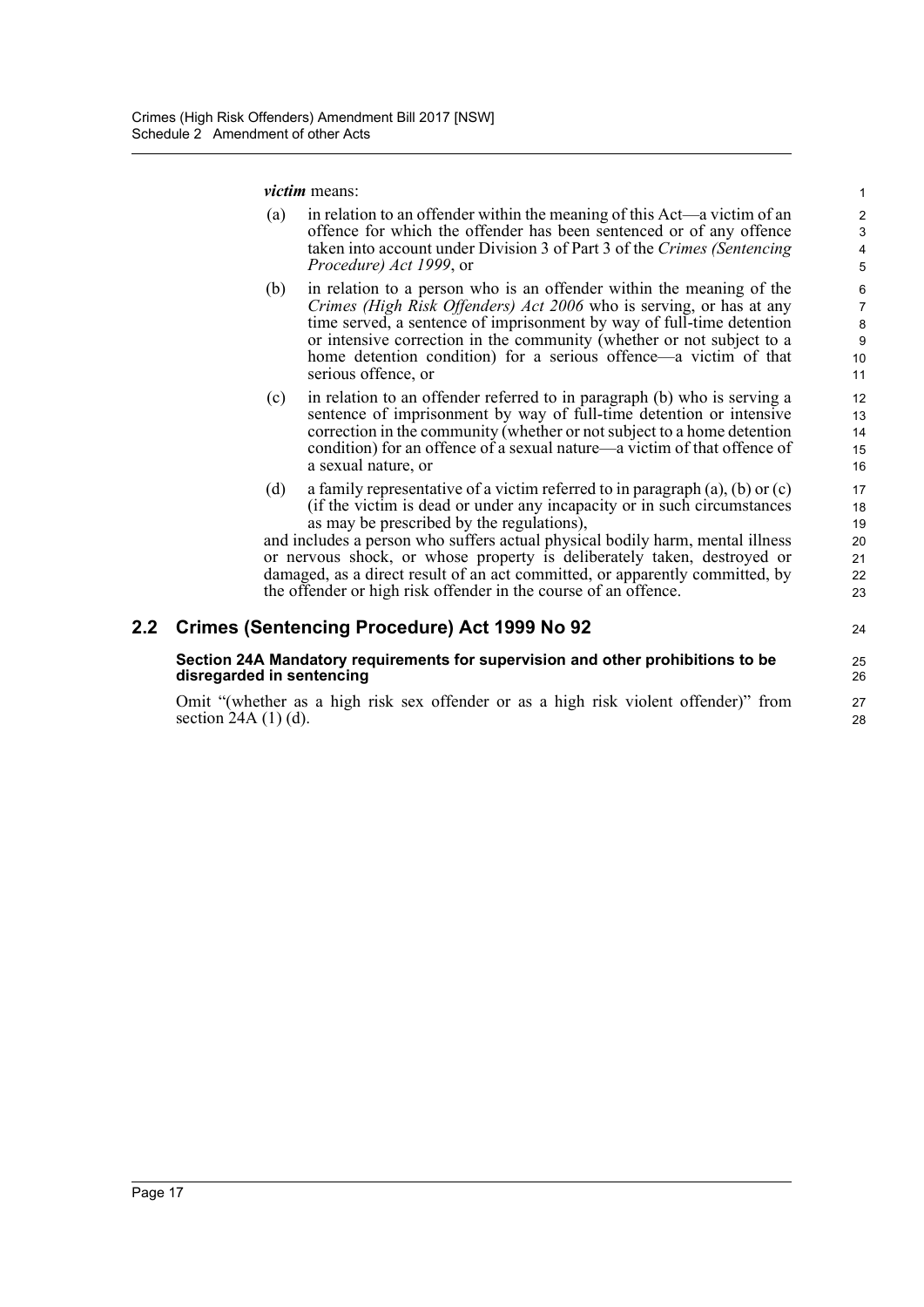***victim*** means:

(a) in relation to an offender within the meaning of this Act—a victim of an offence for which the offender has been sentenced or of any offence taken into account under Division 3 of Part 3 of the *Crimes (Sentencing Procedure) Act 1999*, or

(b) in relation to a person who is an offender within the meaning of the *Crimes (High Risk Offenders) Act 2006* who is serving, or has at any time served, a sentence of imprisonment by way of full-time detention or intensive correction in the community (whether or not subject to a home detention condition) for a serious offence—a victim of that serious offence, or

(c) in relation to an offender referred to in paragraph (b) who is serving a sentence of imprisonment by way of full-time detention or intensive correction in the community (whether or not subject to a home detention condition) for an offence of a sexual nature—a victim of that offence of a sexual nature, or

(d) a family representative of a victim referred to in paragraph (a), (b) or (c) (if the victim is dead or under any incapacity or in such circumstances as may be prescribed by the regulations),

and includes a person who suffers actual physical bodily harm, mental illness or nervous shock, or whose property is deliberately taken, destroyed or damaged, as a direct result of an act committed, or apparently committed, by the offender or high risk offender in the course of an offence.

## 2.2 Crimes (Sentencing Procedure) Act 1999 No 92

### Section 24A Mandatory requirements for supervision and other prohibitions to be disregarded in sentencing

Omit "(whether as a high risk sex offender or as a high risk violent offender)" from section 24A (1) (d).